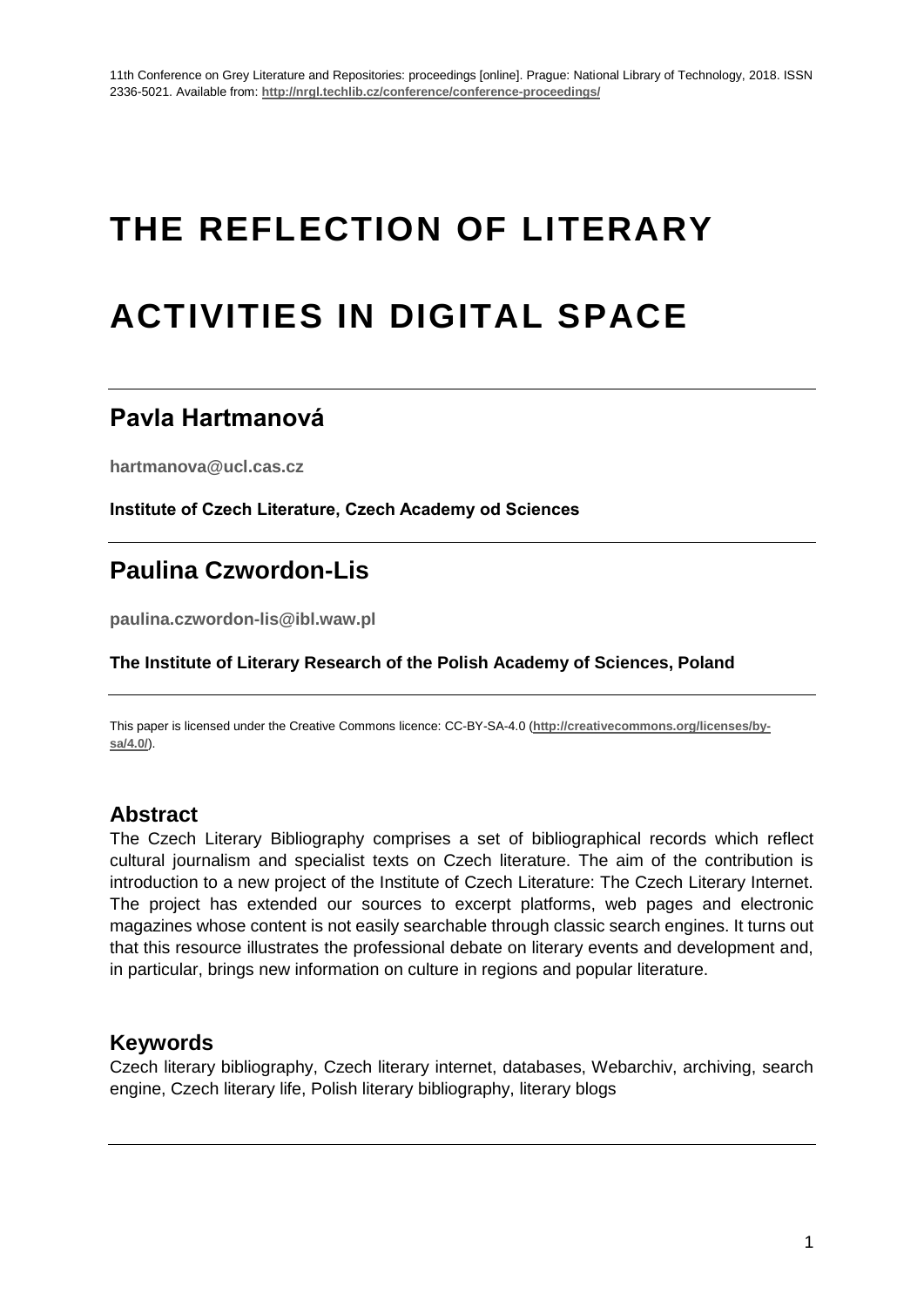# THE REFLECTION OF LITERARY ACTIVITIES IN DIGITAL SPACE

## Pavla Hartmanová

**hartmanova@ucl.cas.cz**

**Institute of Czech Literature, Czech Academy od Sciences**

## Paulina Czwordon-Lis

**paulina.czwordon-lis@ibl.waw.pl**

**The Institute of Literary Research of the Polish Academy of Sciences, Poland**

This paper is licensed under the Creative Commons licence: CC-BY-SA-4.0 (**http://creativecommons.org/licenses/by-sa/4.0/**).

### Abstract

The Czech Literary Bibliography comprises a set of bibliographical records which reflect cultural journalism and specialist texts on Czech literature. The aim of the contribution is introduction to a new project of the Institute of Czech Literature: The Czech Literary Internet. The project has extended our sources to excerpt platforms, web pages and electronic magazines whose content is not easily searchable through classic search engines. It turns out that this resource illustrates the professional debate on literary events and development and, in particular, brings new information on culture in regions and popular literature.

### Keywords

Czech literary bibliography, Czech literary internet, databases, Webarchiv, archiving, search engine, Czech literary life, Polish literary bibliography, literary blogs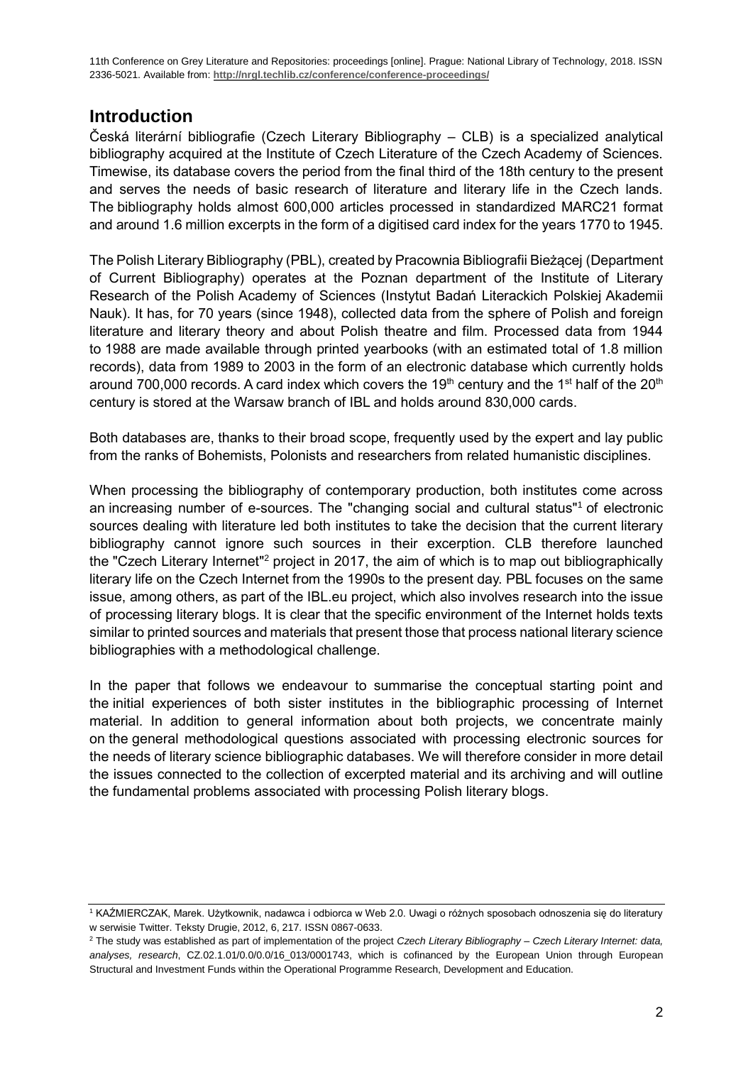## Introduction

Česká literární bibliografie (Czech Literary Bibliography – CLB) is a specialized analytical bibliography acquired at the Institute of Czech Literature of the Czech Academy of Sciences. Timewise, its database covers the period from the final third of the 18th century to the present and serves the needs of basic research of literature and literary life in the Czech lands. The bibliography holds almost 600,000 articles processed in standardized MARC21 format and around 1.6 million excerpts in the form of a digitised card index for the years 1770 to 1945.

The Polish Literary Bibliography (PBL), created by Pracownia Bibliografii Bieżącej (Department of Current Bibliography) operates at the Poznan department of the Institute of Literary Research of the Polish Academy of Sciences (Instytut Badań Literackich Polskiej Akademii Nauk). It has, for 70 years (since 1948), collected data from the sphere of Polish and foreign literature and literary theory and about Polish theatre and film. Processed data from 1944 to 1988 are made available through printed yearbooks (with an estimated total of 1.8 million records), data from 1989 to 2003 in the form of an electronic database which currently holds around 700,000 records. A card index which covers the 19th century and the 1st half of the 20th century is stored at the Warsaw branch of IBL and holds around 830,000 cards.

Both databases are, thanks to their broad scope, frequently used by the expert and lay public from the ranks of Bohemists, Polonists and researchers from related humanistic disciplines.

When processing the bibliography of contemporary production, both institutes come across an increasing number of e-sources. The "changing social and cultural status"[1] of electronic sources dealing with literature led both institutes to take the decision that the current literary bibliography cannot ignore such sources in their excerption. CLB therefore launched the "Czech Literary Internet"[2] project in 2017, the aim of which is to map out bibliographically literary life on the Czech Internet from the 1990s to the present day. PBL focuses on the same issue, among others, as part of the IBL.eu project, which also involves research into the issue of processing literary blogs. It is clear that the specific environment of the Internet holds texts similar to printed sources and materials that present those that process national literary science bibliographies with a methodological challenge.

In the paper that follows we endeavour to summarise the conceptual starting point and the initial experiences of both sister institutes in the bibliographic processing of Internet material. In addition to general information about both projects, we concentrate mainly on the general methodological questions associated with processing electronic sources for the needs of literary science bibliographic databases. We will therefore consider in more detail the issues connected to the collection of excerpted material and its archiving and will outline the fundamental problems associated with processing Polish literary blogs.

---

[1] KAŹMIERCZAK, Marek. Użytkownik, nadawca i odbiorca w Web 2.0. Uwagi o różnych sposobach odnoszenia się do literatury w serwisie Twitter. Teksty Drugie, 2012, 6, 217. ISSN 0867-0633.

[2] The study was established as part of implementation of the project *Czech Literary Bibliography – Czech Literary Internet: data, analyses, research*, CZ.02.1.01/0.0/0.0/16_013/0001743, which is cofinanced by the European Union through European Structural and Investment Funds within the Operational Programme Research, Development and Education.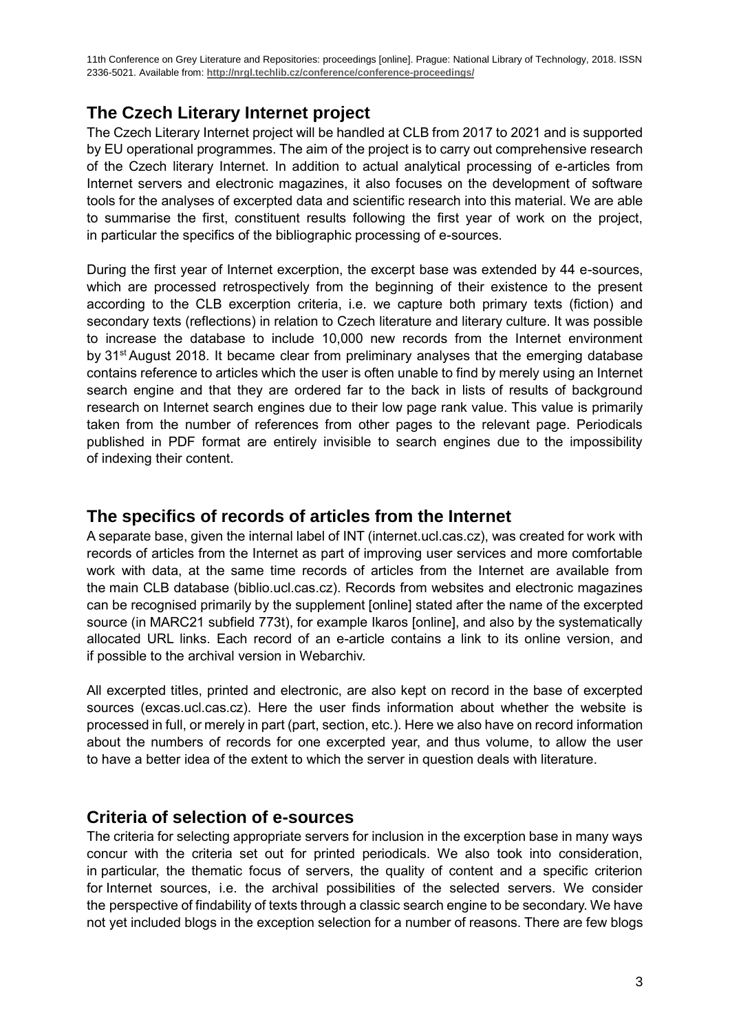## The Czech Literary Internet project

The Czech Literary Internet project will be handled at CLB from 2017 to 2021 and is supported by EU operational programmes. The aim of the project is to carry out comprehensive research of the Czech literary Internet. In addition to actual analytical processing of e-articles from Internet servers and electronic magazines, it also focuses on the development of software tools for the analyses of excerpted data and scientific research into this material. We are able to summarise the first, constituent results following the first year of work on the project, in particular the specifics of the bibliographic processing of e-sources.

During the first year of Internet excerption, the excerpt base was extended by 44 e-sources, which are processed retrospectively from the beginning of their existence to the present according to the CLB excerption criteria, i.e. we capture both primary texts (fiction) and secondary texts (reflections) in relation to Czech literature and literary culture. It was possible to increase the database to include 10,000 new records from the Internet environment by 31st August 2018. It became clear from preliminary analyses that the emerging database contains reference to articles which the user is often unable to find by merely using an Internet search engine and that they are ordered far to the back in lists of results of background research on Internet search engines due to their low page rank value. This value is primarily taken from the number of references from other pages to the relevant page. Periodicals published in PDF format are entirely invisible to search engines due to the impossibility of indexing their content.

## The specifics of records of articles from the Internet

A separate base, given the internal label of INT (internet.ucl.cas.cz), was created for work with records of articles from the Internet as part of improving user services and more comfortable work with data, at the same time records of articles from the Internet are available from the main CLB database (biblio.ucl.cas.cz). Records from websites and electronic magazines can be recognised primarily by the supplement [online] stated after the name of the excerpted source (in MARC21 subfield 773t), for example Ikaros [online], and also by the systematically allocated URL links. Each record of an e-article contains a link to its online version, and if possible to the archival version in Webarchiv.

All excerpted titles, printed and electronic, are also kept on record in the base of excerpted sources (excas.ucl.cas.cz). Here the user finds information about whether the website is processed in full, or merely in part (part, section, etc.). Here we also have on record information about the numbers of records for one excerpted year, and thus volume, to allow the user to have a better idea of the extent to which the server in question deals with literature.

## Criteria of selection of e-sources

The criteria for selecting appropriate servers for inclusion in the excerption base in many ways concur with the criteria set out for printed periodicals. We also took into consideration, in particular, the thematic focus of servers, the quality of content and a specific criterion for Internet sources, i.e. the archival possibilities of the selected servers. We consider the perspective of findability of texts through a classic search engine to be secondary. We have not yet included blogs in the exception selection for a number of reasons. There are few blogs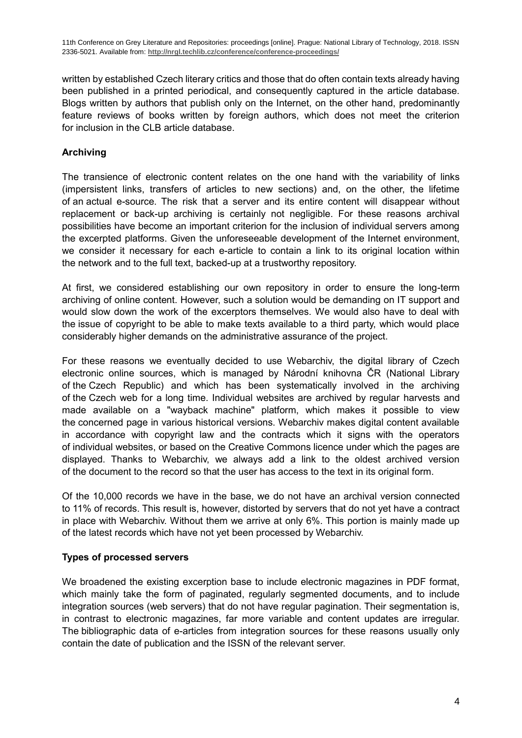written by established Czech literary critics and those that do often contain texts already having been published in a printed periodical, and consequently captured in the article database. Blogs written by authors that publish only on the Internet, on the other hand, predominantly feature reviews of books written by foreign authors, which does not meet the criterion for inclusion in the CLB article database.

## Archiving

The transience of electronic content relates on the one hand with the variability of links (impersistent links, transfers of articles to new sections) and, on the other, the lifetime of an actual e-source. The risk that a server and its entire content will disappear without replacement or back-up archiving is certainly not negligible. For these reasons archival possibilities have become an important criterion for the inclusion of individual servers among the excerpted platforms. Given the unforeseeable development of the Internet environment, we consider it necessary for each e-article to contain a link to its original location within the network and to the full text, backed-up at a trustworthy repository.

At first, we considered establishing our own repository in order to ensure the long-term archiving of online content. However, such a solution would be demanding on IT support and would slow down the work of the excerptors themselves. We would also have to deal with the issue of copyright to be able to make texts available to a third party, which would place considerably higher demands on the administrative assurance of the project.

For these reasons we eventually decided to use Webarchiv, the digital library of Czech electronic online sources, which is managed by Národní knihovna ČR (National Library of the Czech Republic) and which has been systematically involved in the archiving of the Czech web for a long time. Individual websites are archived by regular harvests and made available on a "wayback machine" platform, which makes it possible to view the concerned page in various historical versions. Webarchiv makes digital content available in accordance with copyright law and the contracts which it signs with the operators of individual websites, or based on the Creative Commons licence under which the pages are displayed. Thanks to Webarchiv, we always add a link to the oldest archived version of the document to the record so that the user has access to the text in its original form.

Of the 10,000 records we have in the base, we do not have an archival version connected to 11% of records. This result is, however, distorted by servers that do not yet have a contract in place with Webarchiv. Without them we arrive at only 6%. This portion is mainly made up of the latest records which have not yet been processed by Webarchiv.

## Types of processed servers

We broadened the existing excerption base to include electronic magazines in PDF format, which mainly take the form of paginated, regularly segmented documents, and to include integration sources (web servers) that do not have regular pagination. Their segmentation is, in contrast to electronic magazines, far more variable and content updates are irregular. The bibliographic data of e-articles from integration sources for these reasons usually only contain the date of publication and the ISSN of the relevant server.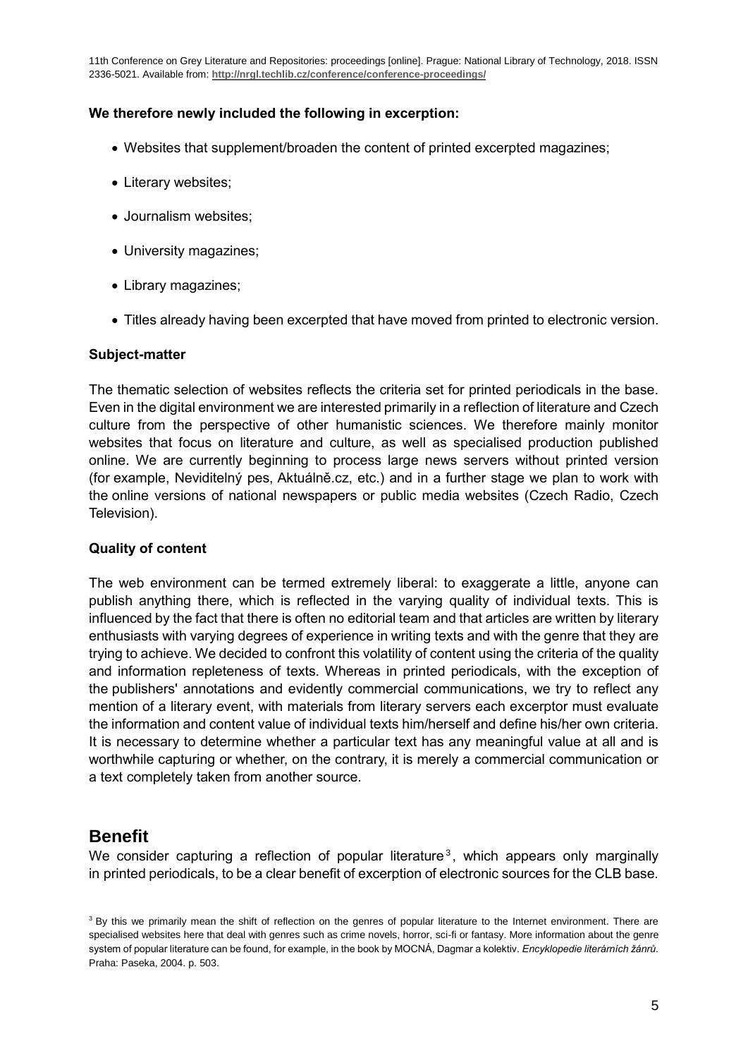**We therefore newly included the following in excerption:**

- Websites that supplement/broaden the content of printed excerpted magazines;
- Literary websites;
- Journalism websites;
- University magazines;
- Library magazines;
- Titles already having been excerpted that have moved from printed to electronic version.

**Subject-matter**

The thematic selection of websites reflects the criteria set for printed periodicals in the base. Even in the digital environment we are interested primarily in a reflection of literature and Czech culture from the perspective of other humanistic sciences. We therefore mainly monitor websites that focus on literature and culture, as well as specialised production published online. We are currently beginning to process large news servers without printed version (for example, Neviditelný pes, Aktuálně.cz, etc.) and in a further stage we plan to work with the online versions of national newspapers or public media websites (Czech Radio, Czech Television).

**Quality of content**

The web environment can be termed extremely liberal: to exaggerate a little, anyone can publish anything there, which is reflected in the varying quality of individual texts. This is influenced by the fact that there is often no editorial team and that articles are written by literary enthusiasts with varying degrees of experience in writing texts and with the genre that they are trying to achieve. We decided to confront this volatility of content using the criteria of the quality and information repleteness of texts. Whereas in printed periodicals, with the exception of the publishers' annotations and evidently commercial communications, we try to reflect any mention of a literary event, with materials from literary servers each excerptor must evaluate the information and content value of individual texts him/herself and define his/her own criteria. It is necessary to determine whether a particular text has any meaningful value at all and is worthwhile capturing or whether, on the contrary, it is merely a commercial communication or a text completely taken from another source.

## Benefit

We consider capturing a reflection of popular literature[3], which appears only marginally in printed periodicals, to be a clear benefit of excerption of electronic sources for the CLB base.

[3] By this we primarily mean the shift of reflection on the genres of popular literature to the Internet environment. There are specialised websites here that deal with genres such as crime novels, horror, sci-fi or fantasy. More information about the genre system of popular literature can be found, for example, in the book by MOCNÁ, Dagmar a kolektiv. *Encyklopedie literárních žánrů*. Praha: Paseka, 2004. p. 503.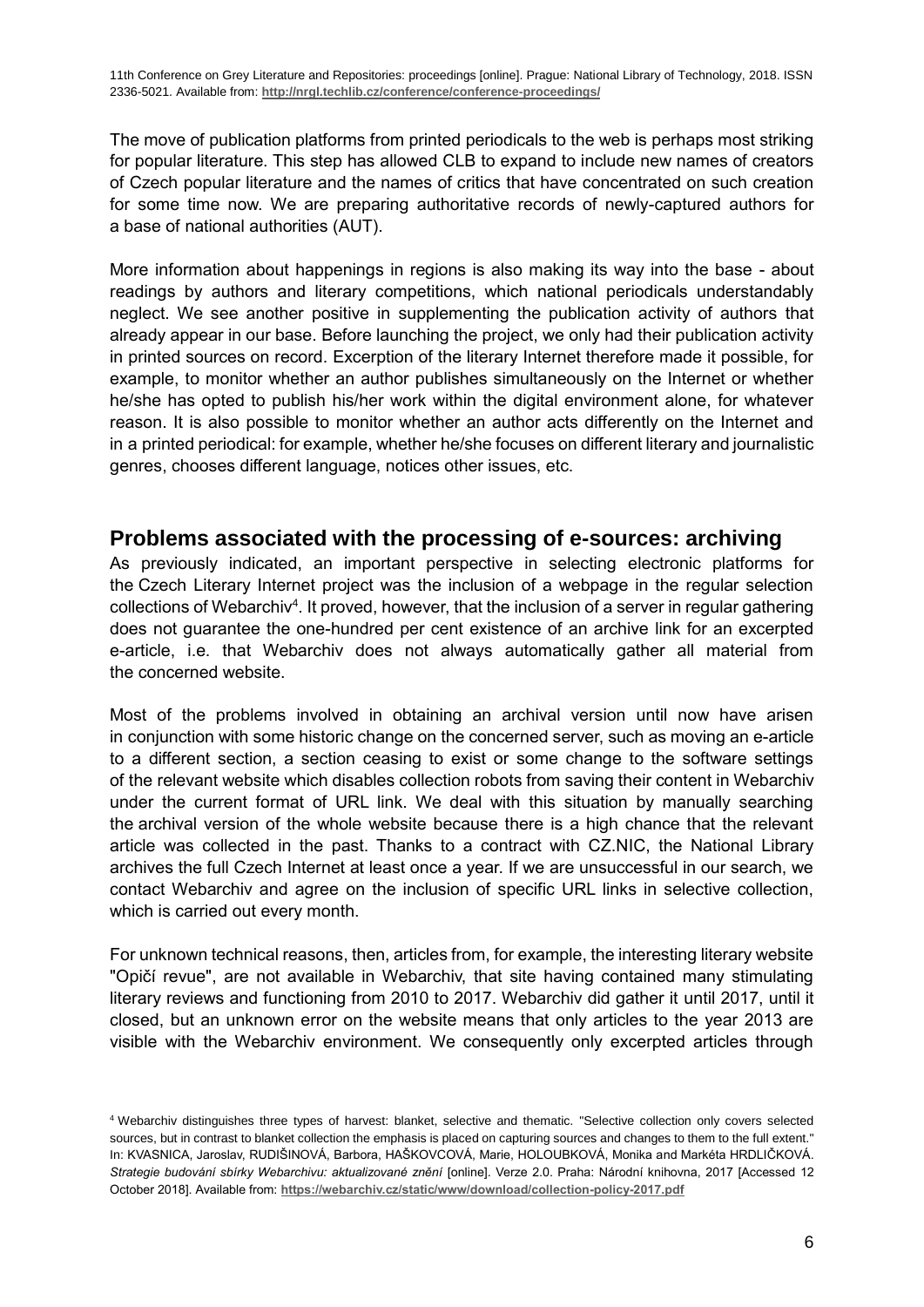The move of publication platforms from printed periodicals to the web is perhaps most striking for popular literature. This step has allowed CLB to expand to include new names of creators of Czech popular literature and the names of critics that have concentrated on such creation for some time now. We are preparing authoritative records of newly-captured authors for a base of national authorities (AUT).

More information about happenings in regions is also making its way into the base - about readings by authors and literary competitions, which national periodicals understandably neglect. We see another positive in supplementing the publication activity of authors that already appear in our base. Before launching the project, we only had their publication activity in printed sources on record. Excerption of the literary Internet therefore made it possible, for example, to monitor whether an author publishes simultaneously on the Internet or whether he/she has opted to publish his/her work within the digital environment alone, for whatever reason. It is also possible to monitor whether an author acts differently on the Internet and in a printed periodical: for example, whether he/she focuses on different literary and journalistic genres, chooses different language, notices other issues, etc.

## Problems associated with the processing of e-sources: archiving

As previously indicated, an important perspective in selecting electronic platforms for the Czech Literary Internet project was the inclusion of a webpage in the regular selection collections of Webarchiv[4]. It proved, however, that the inclusion of a server in regular gathering does not guarantee the one-hundred per cent existence of an archive link for an excerpted e-article, i.e. that Webarchiv does not always automatically gather all material from the concerned website.

Most of the problems involved in obtaining an archival version until now have arisen in conjunction with some historic change on the concerned server, such as moving an e-article to a different section, a section ceasing to exist or some change to the software settings of the relevant website which disables collection robots from saving their content in Webarchiv under the current format of URL link. We deal with this situation by manually searching the archival version of the whole website because there is a high chance that the relevant article was collected in the past. Thanks to a contract with CZ.NIC, the National Library archives the full Czech Internet at least once a year. If we are unsuccessful in our search, we contact Webarchiv and agree on the inclusion of specific URL links in selective collection, which is carried out every month.

For unknown technical reasons, then, articles from, for example, the interesting literary website "Opičí revue", are not available in Webarchiv, that site having contained many stimulating literary reviews and functioning from 2010 to 2017. Webarchiv did gather it until 2017, until it closed, but an unknown error on the website means that only articles to the year 2013 are visible with the Webarchiv environment. We consequently only excerpted articles through

[4] Webarchiv distinguishes three types of harvest: blanket, selective and thematic. "Selective collection only covers selected sources, but in contrast to blanket collection the emphasis is placed on capturing sources and changes to them to the full extent." In: KVASNICA, Jaroslav, RUDIŠINOVÁ, Barbora, HAŠKOVCOVÁ, Marie, HOLOUBKOVÁ, Monika and Markéta HRDLIČKOVÁ. *Strategie budování sbírky Webarchivu: aktualizované znění* [online]. Verze 2.0. Praha: Národní knihovna, 2017 [Accessed 12 October 2018]. Available from: **https://webarchiv.cz/static/www/download/collection-policy-2017.pdf**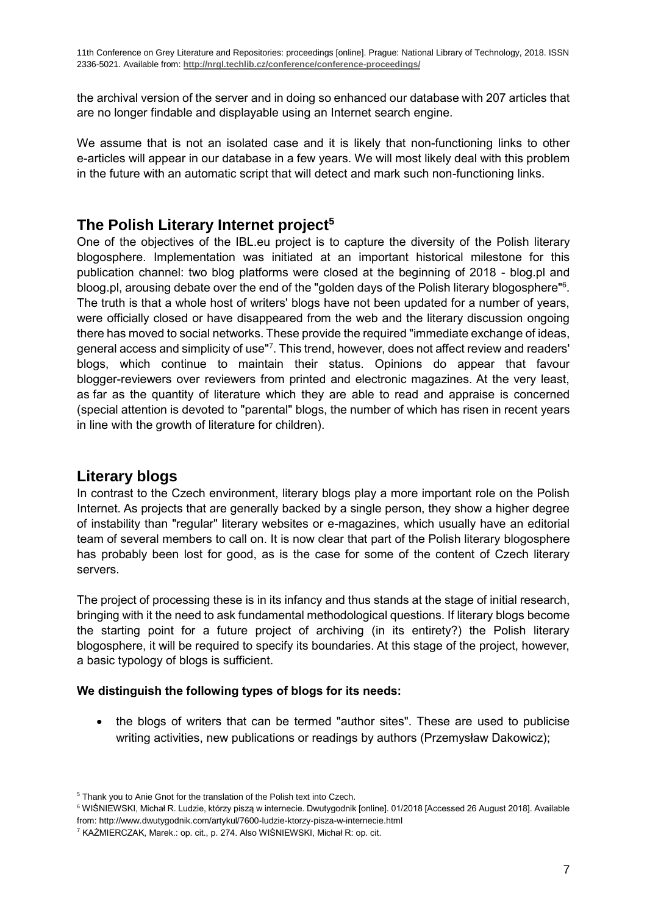the archival version of the server and in doing so enhanced our database with 207 articles that are no longer findable and displayable using an Internet search engine.

We assume that is not an isolated case and it is likely that non-functioning links to other e-articles will appear in our database in a few years. We will most likely deal with this problem in the future with an automatic script that will detect and mark such non-functioning links.

## The Polish Literary Internet project[5]

One of the objectives of the IBL.eu project is to capture the diversity of the Polish literary blogosphere. Implementation was initiated at an important historical milestone for this publication channel: two blog platforms were closed at the beginning of 2018 - blog.pl and bloog.pl, arousing debate over the end of the "golden days of the Polish literary blogosphere"[6]. The truth is that a whole host of writers' blogs have not been updated for a number of years, were officially closed or have disappeared from the web and the literary discussion ongoing there has moved to social networks. These provide the required "immediate exchange of ideas, general access and simplicity of use"[7]. This trend, however, does not affect review and readers' blogs, which continue to maintain their status. Opinions do appear that favour blogger-reviewers over reviewers from printed and electronic magazines. At the very least, as far as the quantity of literature which they are able to read and appraise is concerned (special attention is devoted to "parental" blogs, the number of which has risen in recent years in line with the growth of literature for children).

## Literary blogs

In contrast to the Czech environment, literary blogs play a more important role on the Polish Internet. As projects that are generally backed by a single person, they show a higher degree of instability than "regular" literary websites or e-magazines, which usually have an editorial team of several members to call on. It is now clear that part of the Polish literary blogosphere has probably been lost for good, as is the case for some of the content of Czech literary servers.

The project of processing these is in its infancy and thus stands at the stage of initial research, bringing with it the need to ask fundamental methodological questions. If literary blogs become the starting point for a future project of archiving (in its entirety?) the Polish literary blogosphere, it will be required to specify its boundaries. At this stage of the project, however, a basic typology of blogs is sufficient.

**We distinguish the following types of blogs for its needs:**

- the blogs of writers that can be termed "author sites". These are used to publicise writing activities, new publications or readings by authors (Przemysław Dakowicz);

---

[5] Thank you to Anie Gnot for the translation of the Polish text into Czech.

[6] WIŚNIEWSKI, Michał R. Ludzie, którzy piszą w internecie. Dwutygodnik [online]. 01/2018 [Accessed 26 August 2018]. Available from: http://www.dwutygodnik.com/artykul/7600-ludzie-ktorzy-pisza-w-internecie.html

[7] KAŹMIERCZAK, Marek.: op. cit., p. 274. Also WIŚNIEWSKI, Michał R: op. cit.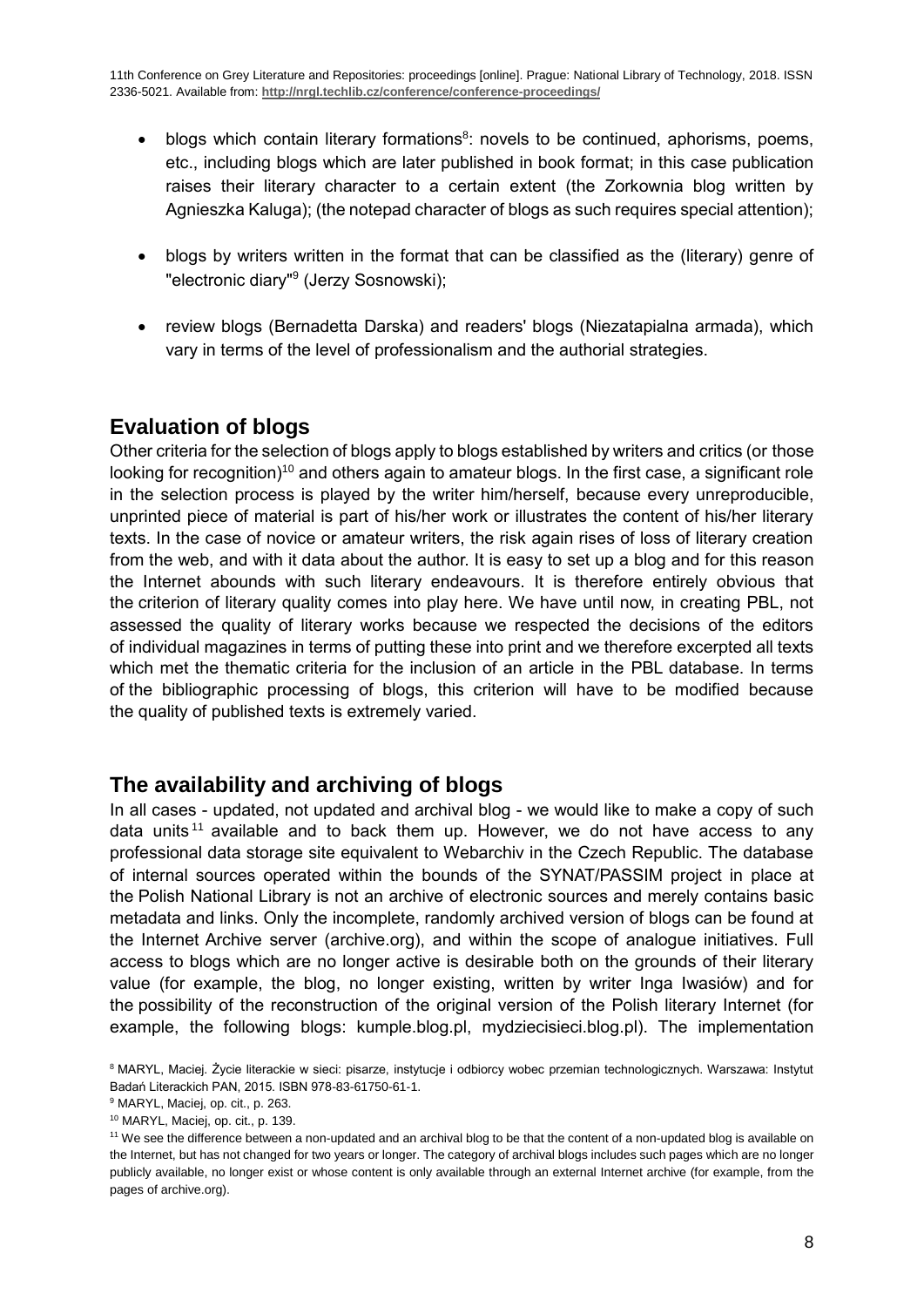- blogs which contain literary formations[8]: novels to be continued, aphorisms, poems, etc., including blogs which are later published in book format; in this case publication raises their literary character to a certain extent (the Zorkownia blog written by Agnieszka Kaluga); (the notepad character of blogs as such requires special attention);

- blogs by writers written in the format that can be classified as the (literary) genre of "electronic diary"[9] (Jerzy Sosnowski);

- review blogs (Bernadetta Darska) and readers' blogs (Niezatapialna armada), which vary in terms of the level of professionalism and the authorial strategies.

## Evaluation of blogs

Other criteria for the selection of blogs apply to blogs established by writers and critics (or those looking for recognition)[10] and others again to amateur blogs. In the first case, a significant role in the selection process is played by the writer him/herself, because every unreproducible, unprinted piece of material is part of his/her work or illustrates the content of his/her literary texts. In the case of novice or amateur writers, the risk again rises of loss of literary creation from the web, and with it data about the author. It is easy to set up a blog and for this reason the Internet abounds with such literary endeavours. It is therefore entirely obvious that the criterion of literary quality comes into play here. We have until now, in creating PBL, not assessed the quality of literary works because we respected the decisions of the editors of individual magazines in terms of putting these into print and we therefore excerpted all texts which met the thematic criteria for the inclusion of an article in the PBL database. In terms of the bibliographic processing of blogs, this criterion will have to be modified because the quality of published texts is extremely varied.

## The availability and archiving of blogs

In all cases - updated, not updated and archival blog - we would like to make a copy of such data units[11] available and to back them up. However, we do not have access to any professional data storage site equivalent to Webarchiv in the Czech Republic. The database of internal sources operated within the bounds of the SYNAT/PASSIM project in place at the Polish National Library is not an archive of electronic sources and merely contains basic metadata and links. Only the incomplete, randomly archived version of blogs can be found at the Internet Archive server (archive.org), and within the scope of analogue initiatives. Full access to blogs which are no longer active is desirable both on the grounds of their literary value (for example, the blog, no longer existing, written by writer Inga Iwasiów) and for the possibility of the reconstruction of the original version of the Polish literary Internet (for example, the following blogs: kumple.blog.pl, mydziecisieci.blog.pl). The implementation

[8] MARYL, Maciej. Życie literackie w sieci: pisarze, instytucje i odbiorcy wobec przemian technologicznych. Warszawa: Instytut Badań Literackich PAN, 2015. ISBN 978-83-61750-61-1.

[9] MARYL, Maciej, op. cit., p. 263.

[10] MARYL, Maciej, op. cit., p. 139.

[11] We see the difference between a non-updated and an archival blog to be that the content of a non-updated blog is available on the Internet, but has not changed for two years or longer. The category of archival blogs includes such pages which are no longer publicly available, no longer exist or whose content is only available through an external Internet archive (for example, from the pages of archive.org).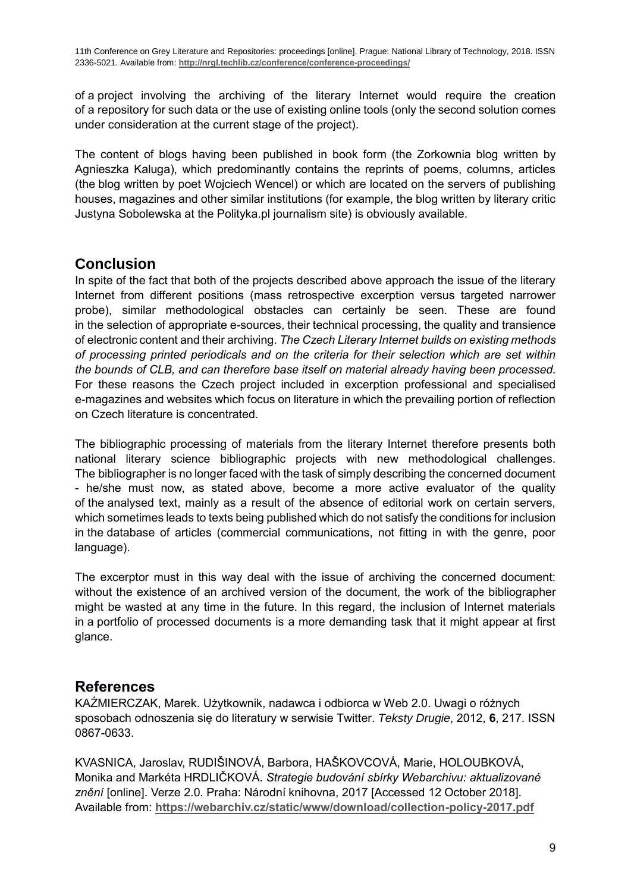of a project involving the archiving of the literary Internet would require the creation of a repository for such data or the use of existing online tools (only the second solution comes under consideration at the current stage of the project).

The content of blogs having been published in book form (the Zorkownia blog written by Agnieszka Kaluga), which predominantly contains the reprints of poems, columns, articles (the blog written by poet Wojciech Wencel) or which are located on the servers of publishing houses, magazines and other similar institutions (for example, the blog written by literary critic Justyna Sobolewska at the Polityka.pl journalism site) is obviously available.

## Conclusion

In spite of the fact that both of the projects described above approach the issue of the literary Internet from different positions (mass retrospective excerption versus targeted narrower probe), similar methodological obstacles can certainly be seen. These are found in the selection of appropriate e-sources, their technical processing, the quality and transience of electronic content and their archiving. *The Czech Literary Internet builds on existing methods of processing printed periodicals and on the criteria for their selection which are set within the bounds of CLB, and can therefore base itself on material already having been processed.* For these reasons the Czech project included in excerption professional and specialised e-magazines and websites which focus on literature in which the prevailing portion of reflection on Czech literature is concentrated.

The bibliographic processing of materials from the literary Internet therefore presents both national literary science bibliographic projects with new methodological challenges. The bibliographer is no longer faced with the task of simply describing the concerned document - he/she must now, as stated above, become a more active evaluator of the quality of the analysed text, mainly as a result of the absence of editorial work on certain servers, which sometimes leads to texts being published which do not satisfy the conditions for inclusion in the database of articles (commercial communications, not fitting in with the genre, poor language).

The excerptor must in this way deal with the issue of archiving the concerned document: without the existence of an archived version of the document, the work of the bibliographer might be wasted at any time in the future. In this regard, the inclusion of Internet materials in a portfolio of processed documents is a more demanding task that it might appear at first glance.

## References

KAŹMIERCZAK, Marek. Użytkownik, nadawca i odbiorca w Web 2.0. Uwagi o różnych sposobach odnoszenia się do literatury w serwisie Twitter. *Teksty Drugie*, 2012, **6**, 217. ISSN 0867-0633.

KVASNICA, Jaroslav, RUDIŠINOVÁ, Barbora, HAŠKOVCOVÁ, Marie, HOLOUBKOVÁ, Monika and Markéta HRDLIČKOVÁ. *Strategie budování sbírky Webarchivu: aktualizované znění* [online]. Verze 2.0. Praha: Národní knihovna, 2017 [Accessed 12 October 2018]. Available from: **https://webarchiv.cz/static/www/download/collection-policy-2017.pdf**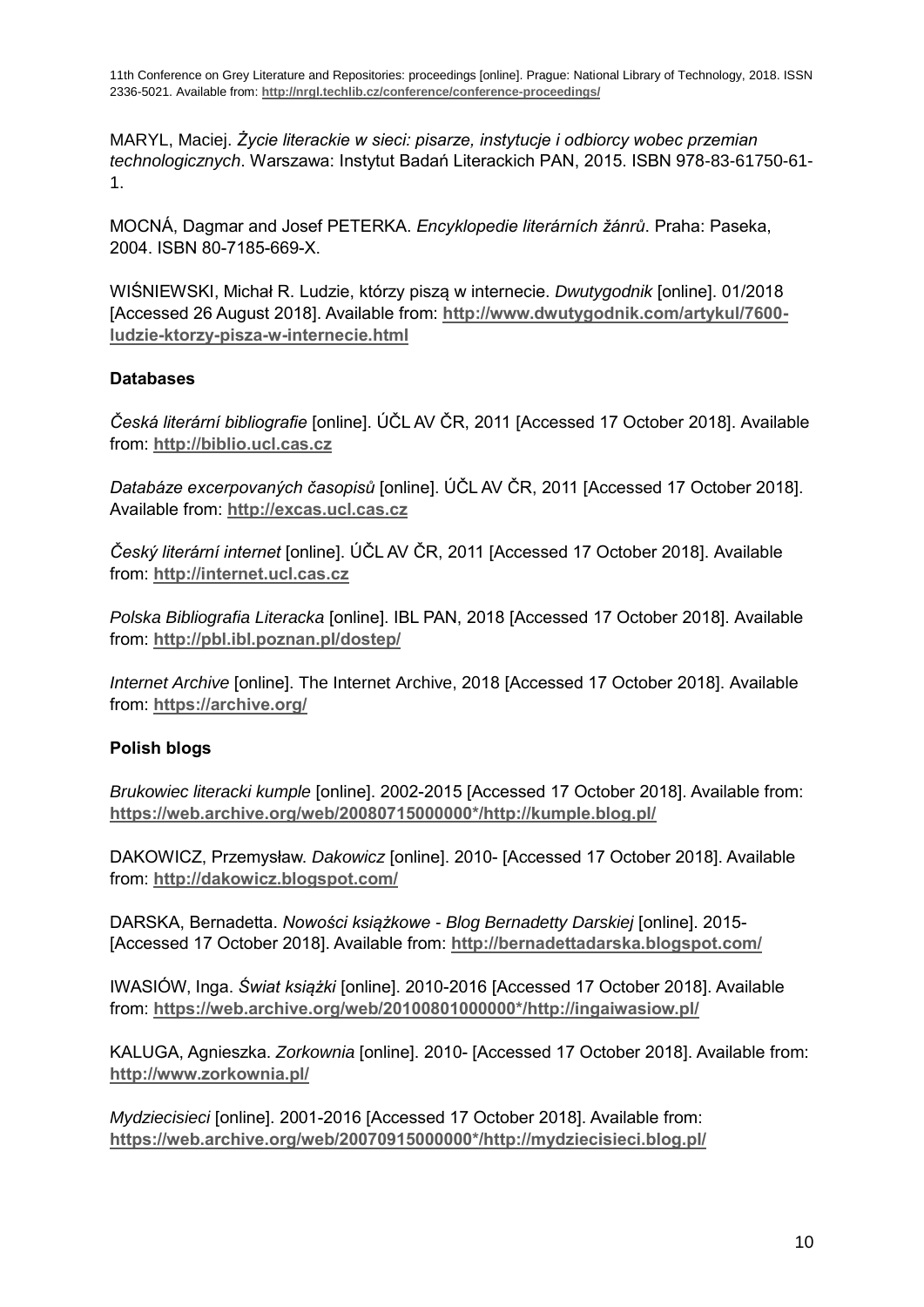MARYL, Maciej. *Życie literackie w sieci: pisarze, instytucje i odbiorcy wobec przemian technologicznych*. Warszawa: Instytut Badań Literackich PAN, 2015. ISBN 978-83-61750-61-1.

MOCNÁ, Dagmar and Josef PETERKA. *Encyklopedie literárních žánrů*. Praha: Paseka, 2004. ISBN 80-7185-669-X.

WIŚNIEWSKI, Michał R. Ludzie, którzy piszą w internecie. *Dwutygodnik* [online]. 01/2018 [Accessed 26 August 2018]. Available from: **http://www.dwutygodnik.com/artykul/7600-ludzie-ktorzy-pisza-w-internecie.html**

### Databases

*Česká literární bibliografie* [online]. ÚČL AV ČR, 2011 [Accessed 17 October 2018]. Available from: **http://biblio.ucl.cas.cz**

*Databáze excerpovaných časopisů* [online]. ÚČL AV ČR, 2011 [Accessed 17 October 2018]. Available from: **http://excas.ucl.cas.cz**

*Český literární internet* [online]. ÚČL AV ČR, 2011 [Accessed 17 October 2018]. Available from: **http://internet.ucl.cas.cz**

*Polska Bibliografia Literacka* [online]. IBL PAN, 2018 [Accessed 17 October 2018]. Available from: **http://pbl.ibl.poznan.pl/dostep/**

*Internet Archive* [online]. The Internet Archive, 2018 [Accessed 17 October 2018]. Available from: **https://archive.org/**

### Polish blogs

*Brukowiec literacki kumple* [online]. 2002-2015 [Accessed 17 October 2018]. Available from: **https://web.archive.org/web/20080715000000*/http://kumple.blog.pl/**

DAKOWICZ, Przemysław. *Dakowicz* [online]. 2010- [Accessed 17 October 2018]. Available from: **http://dakowicz.blogspot.com/**

DARSKA, Bernadetta. *Nowości książkowe - Blog Bernadetty Darskiej* [online]. 2015- [Accessed 17 October 2018]. Available from: **http://bernadettadarska.blogspot.com/**

IWASIÓW, Inga. *Świat książki* [online]. 2010-2016 [Accessed 17 October 2018]. Available from: **https://web.archive.org/web/20100801000000*/http://ingaiwasiow.pl/**

KALUGA, Agnieszka. *Zorkownia* [online]. 2010- [Accessed 17 October 2018]. Available from: **http://www.zorkownia.pl/**

*Mydziecisieci* [online]. 2001-2016 [Accessed 17 October 2018]. Available from: **https://web.archive.org/web/20070915000000*/http://mydziecisieci.blog.pl/**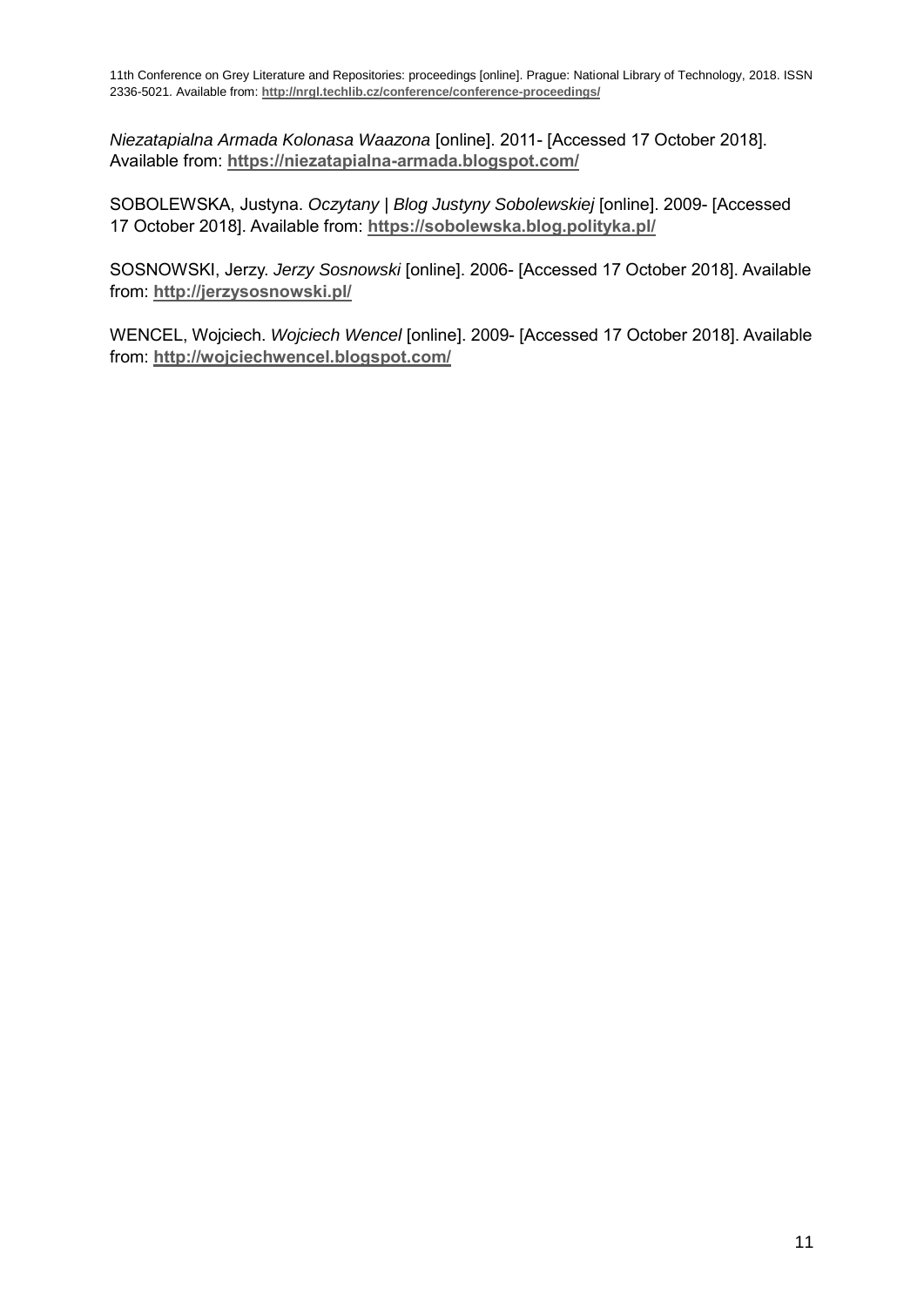*Niezatapialna Armada Kolonasa Waazona* [online]. 2011- [Accessed 17 October 2018]. Available from: **https://niezatapialna-armada.blogspot.com/**

SOBOLEWSKA, Justyna. *Oczytany | Blog Justyny Sobolewskiej* [online]. 2009- [Accessed 17 October 2018]. Available from: **https://sobolewska.blog.polityka.pl/**

SOSNOWSKI, Jerzy. *Jerzy Sosnowski* [online]. 2006- [Accessed 17 October 2018]. Available from: **http://jerzysosnowski.pl/**

WENCEL, Wojciech. *Wojciech Wencel* [online]. 2009- [Accessed 17 October 2018]. Available from: **http://wojciechwencel.blogspot.com/**